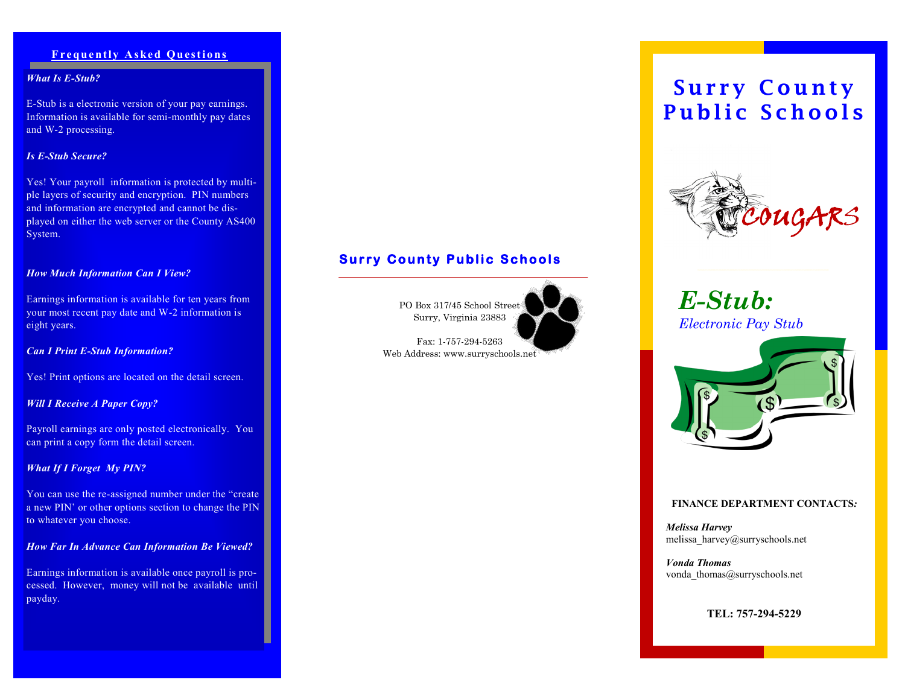## Frequently Asked Questions

***What Is E-Stub?***

E-Stub is a electronic version of your pay earnings. Information is available for semi-monthly pay dates and W-2 processing.

***Is E-Stub Secure?***

Yes! Your payroll information is protected by multiple layers of security and encryption. PIN numbers and information are encrypted and cannot be displayed on either the web server or the County AS400 System.

***How Much Information Can I View?***

Earnings information is available for ten years from your most recent pay date and W-2 information is eight years.

***Can I Print E-Stub Information?***

Yes! Print options are located on the detail screen.

***Will I Receive A Paper Copy?***

Payroll earnings are only posted electronically. You can print a copy form the detail screen.

***What If I Forget My PIN?***

You can use the re-assigned number under the "create a new PIN' or other options section to change the PIN to whatever you choose.

***How Far In Advance Can Information Be Viewed?***

Earnings information is available once payroll is processed. However, money will not be available until payday.

## Surry County Public Schools

PO Box 317/45 School Street
Surry, Virginia 23883

Fax: 1-757-294-5263
Web Address: www.surryschools.net

# Surry County Public Schools

COUGARS

## *E-Stub:*

*Electronic Pay Stub*

**FINANCE DEPARTMENT CONTACTS:**

***Melissa Harvey***
melissa_harvey@surryschools.net

***Vonda Thomas***
vonda_thomas@surryschools.net

**TEL: 757-294-5229**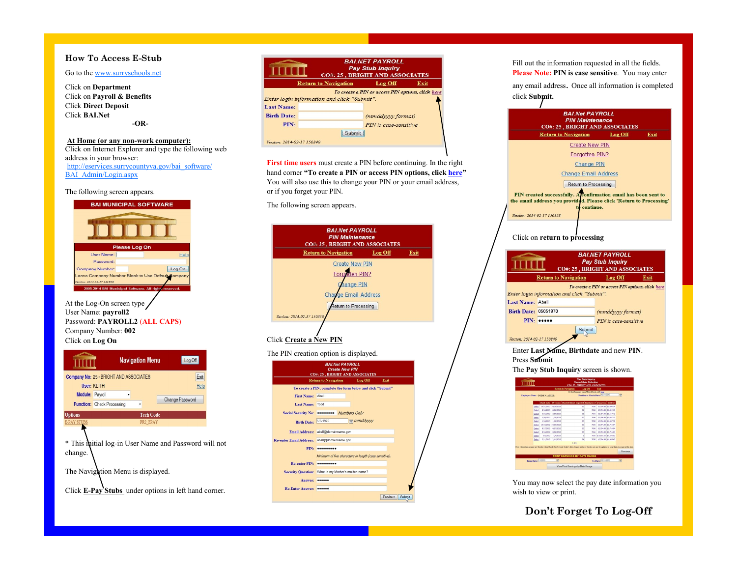# How To Access E-Stub

Go to the www.surryschools.net

Click on **Department**
Click on **Payroll & Benefits**
Click **Direct Deposit**
Click **BAI.Net**

-OR-

**At Home (or any non-work computer):**
Click on Internet Explorer and type the following web address in your browser:
http://eservices.surrycountyva.gov/bai_software/BAI_Admin/Login.aspx

The following screen appears.

At the Log-On screen type
User Name: **payroll2**
Password: **PAYROLL2** (ALL CAPS)
Company Number: **002**
Click on **Log On**

\* This initial log-in User Name and Password will not change.

The Navigation Menu is displayed.

Click **E-Pay Stubs** under options in left hand corner.

**First time users** must create a PIN before continuing. In the right hand corner **"To create a PIN or access PIN options, click here"** You will also use this to change your PIN or your email address, or if you forget your PIN.

The following screen appears.

Click **Create a New PIN**

The PIN creation option is displayed.

Fill out the information requested in all the fields. Please Note: **PIN is case sensitive**. You may enter any email address**.** Once all information is completed click **Submit.**

Click on **return to processing**

Enter **Last Name, Birthdate** and new **PIN**.
Press **Submit**
The **Pay Stub Inquiry** screen is shown.

You may now select the pay date information you wish to view or print.

## Don't Forget To Log-Off